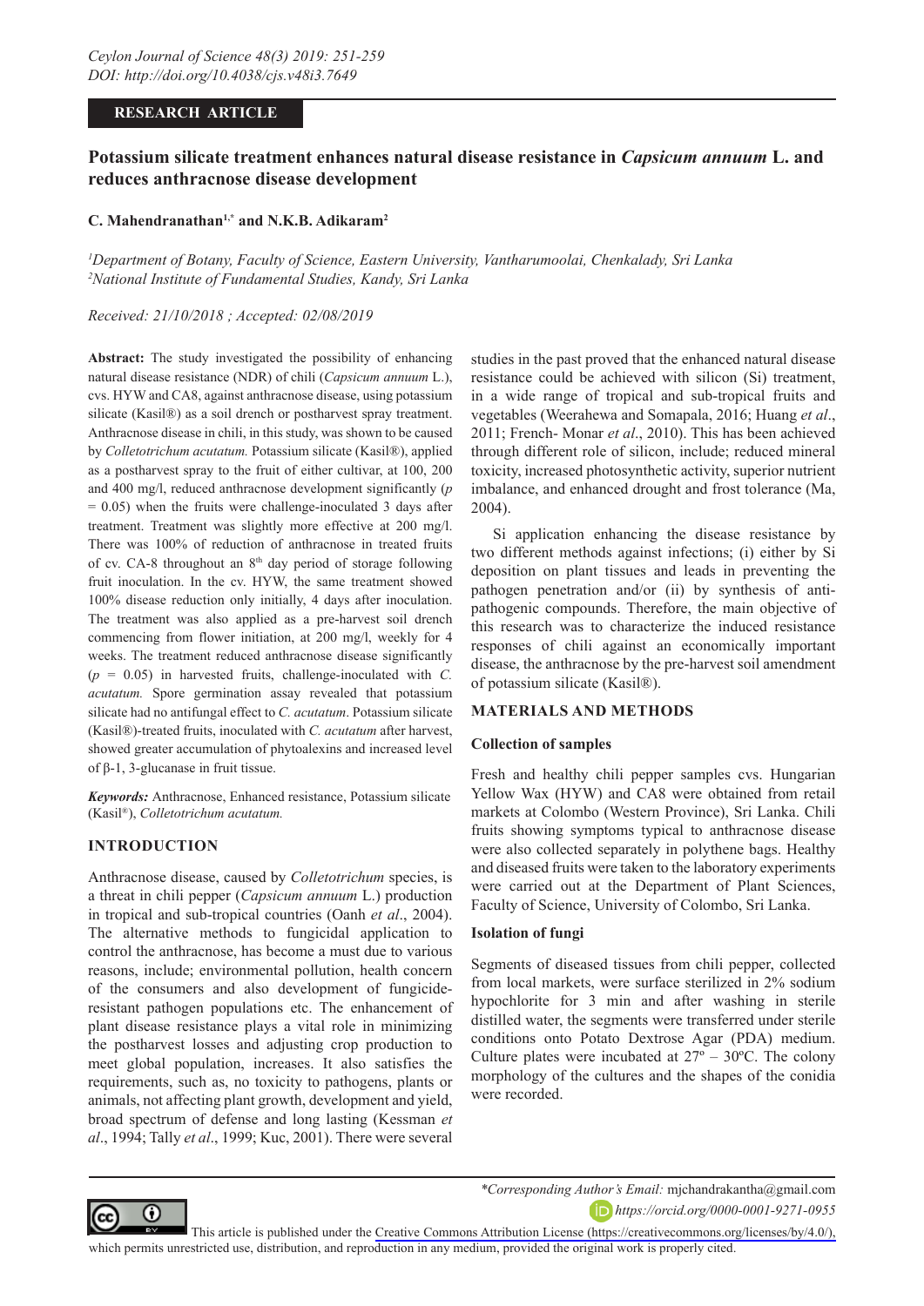RESEARCH ARTICLE

# Potassium silicate treatment enhances natural disease resistance in *Capsicum annuum* L. and reduces anthracnose disease development

**C. Mahendranathan[1,*] and N.K.B. Adikaram[2]**

[1]*Department of Botany, Faculty of Science, Eastern University, Vantharumoolai, Chenkalady, Sri Lanka*
[2]*National Institute of Fundamental Studies, Kandy, Sri Lanka*

*Received: 21/10/2018 ; Accepted: 02/08/2019*

**Abstract:** The study investigated the possibility of enhancing natural disease resistance (NDR) of chili (*Capsicum annuum* L.), cvs. HYW and CA8, against anthracnose disease, using potassium silicate (Kasil®) as a soil drench or postharvest spray treatment. Anthracnose disease in chili, in this study, was shown to be caused by *Colletotrichum acutatum.* Potassium silicate (Kasil®), applied as a postharvest spray to the fruit of either cultivar, at 100, 200 and 400 mg/l, reduced anthracnose development significantly ($p = 0.05$) when the fruits were challenge-inoculated 3 days after treatment. Treatment was slightly more effective at 200 mg/l. There was 100% of reduction of anthracnose in treated fruits of cv. CA-8 throughout an 8[th] day period of storage following fruit inoculation. In the cv. HYW, the same treatment showed 100% disease reduction only initially, 4 days after inoculation. The treatment was also applied as a pre-harvest soil drench commencing from flower initiation, at 200 mg/l, weekly for 4 weeks. The treatment reduced anthracnose disease significantly ($p = 0.05$) in harvested fruits, challenge-inoculated with *C. acutatum.* Spore germination assay revealed that potassium silicate had no antifungal effect to *C. acutatum*. Potassium silicate (Kasil®)-treated fruits, inoculated with *C. acutatum* after harvest, showed greater accumulation of phytoalexins and increased level of β-1, 3-glucanase in fruit tissue.

***Keywords:*** Anthracnose, Enhanced resistance, Potassium silicate (Kasil®), *Colletotrichum acutatum.*

## INTRODUCTION

Anthracnose disease, caused by *Colletotrichum* species, is a threat in chili pepper (*Capsicum annuum* L.) production in tropical and sub-tropical countries (Oanh *et al*., 2004). The alternative methods to fungicidal application to control the anthracnose, has become a must due to various reasons, include; environmental pollution, health concern of the consumers and also development of fungicide-resistant pathogen populations etc. The enhancement of plant disease resistance plays a vital role in minimizing the postharvest losses and adjusting crop production to meet global population, increases. It also satisfies the requirements, such as, no toxicity to pathogens, plants or animals, not affecting plant growth, development and yield, broad spectrum of defense and long lasting (Kessman *et al*., 1994; Tally *et al*., 1999; Kuc, 2001). There were several studies in the past proved that the enhanced natural disease resistance could be achieved with silicon (Si) treatment, in a wide range of tropical and sub-tropical fruits and vegetables (Weerahewa and Somapala, 2016; Huang *et al*., 2011; French- Monar *et al*., 2010). This has been achieved through different role of silicon, include; reduced mineral toxicity, increased photosynthetic activity, superior nutrient imbalance, and enhanced drought and frost tolerance (Ma, 2004).

Si application enhancing the disease resistance by two different methods against infections; (i) either by Si deposition on plant tissues and leads in preventing the pathogen penetration and/or (ii) by synthesis of anti-pathogenic compounds. Therefore, the main objective of this research was to characterize the induced resistance responses of chili against an economically important disease, the anthracnose by the pre-harvest soil amendment of potassium silicate (Kasil®).

## MATERIALS AND METHODS

### Collection of samples

Fresh and healthy chili pepper samples cvs. Hungarian Yellow Wax (HYW) and CA8 were obtained from retail markets at Colombo (Western Province), Sri Lanka. Chili fruits showing symptoms typical to anthracnose disease were also collected separately in polythene bags. Healthy and diseased fruits were taken to the laboratory experiments were carried out at the Department of Plant Sciences, Faculty of Science, University of Colombo, Sri Lanka.

### Isolation of fungi

Segments of diseased tissues from chili pepper, collected from local markets, were surface sterilized in 2% sodium hypochlorite for 3 min and after washing in sterile distilled water, the segments were transferred under sterile conditions onto Potato Dextrose Agar (PDA) medium. Culture plates were incubated at 27º – 30ºC. The colony morphology of the cultures and the shapes of the conidia were recorded.

\*Corresponding Author's Email: mjchandrakantha@gmail.com
https://orcid.org/0000-0001-9271-0955

This article is published under the Creative Commons Attribution License (https://creativecommons.org/licenses/by/4.0/), which permits unrestricted use, distribution, and reproduction in any medium, provided the original work is properly cited.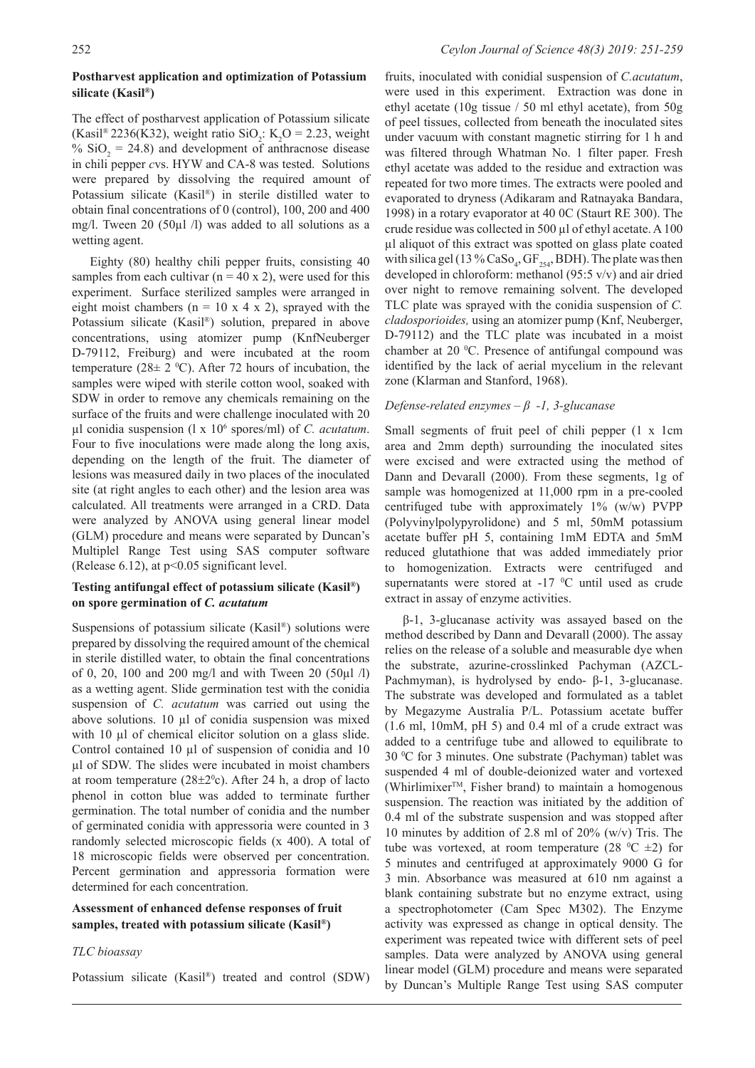**Postharvest application and optimization of Potassium silicate (Kasil®)**

The effect of postharvest application of Potassium silicate (Kasil® 2236(K32), weight ratio $SiO_2$: $K_2O$ = 2.23, weight % $SiO_2$ = 24.8) and development of anthracnose disease in chili pepper *c*vs. HYW and CA-8 was tested. Solutions were prepared by dissolving the required amount of Potassium silicate (Kasil®) in sterile distilled water to obtain final concentrations of 0 (control), 100, 200 and 400 mg/l. Tween 20 (50µl /l) was added to all solutions as a wetting agent.

Eighty (80) healthy chili pepper fruits, consisting 40 samples from each cultivar (n = 40 x 2), were used for this experiment. Surface sterilized samples were arranged in eight moist chambers (n = 10 x 4 x 2), sprayed with the Potassium silicate (Kasil®) solution, prepared in above concentrations, using atomizer pump (KnfNeuberger D-79112, Freiburg) and were incubated at the room temperature (28± 2 $^0$C). After 72 hours of incubation, the samples were wiped with sterile cotton wool, soaked with SDW in order to remove any chemicals remaining on the surface of the fruits and were challenge inoculated with 20 µl conidia suspension (l x $10^6$ spores/ml) of *C. acutatum*. Four to five inoculations were made along the long axis, depending on the length of the fruit. The diameter of lesions was measured daily in two places of the inoculated site (at right angles to each other) and the lesion area was calculated. All treatments were arranged in a CRD. Data were analyzed by ANOVA using general linear model (GLM) procedure and means were separated by Duncan's Multiplel Range Test using SAS computer software (Release 6.12), at p<0.05 significant level.

**Testing antifungal effect of potassium silicate (Kasil®) on spore germination of *C. acutatum***

Suspensions of potassium silicate (Kasil®) solutions were prepared by dissolving the required amount of the chemical in sterile distilled water, to obtain the final concentrations of 0, 20, 100 and 200 mg/l and with Tween 20 (50µl /l) as a wetting agent. Slide germination test with the conidia suspension of *C. acutatum* was carried out using the above solutions. 10 µl of conidia suspension was mixed with 10 µl of chemical elicitor solution on a glass slide. Control contained 10 µl of suspension of conidia and 10 µl of SDW. The slides were incubated in moist chambers at room temperature (28±2$^0$c). After 24 h, a drop of lacto phenol in cotton blue was added to terminate further germination. The total number of conidia and the number of germinated conidia with appressoria were counted in 3 randomly selected microscopic fields (x 400). A total of 18 microscopic fields were observed per concentration. Percent germination and appressoria formation were determined for each concentration.

**Assessment of enhanced defense responses of fruit samples, treated with potassium silicate (Kasil®)**

*TLC bioassay*

Potassium silicate (Kasil®) treated and control (SDW) fruits, inoculated with conidial suspension of *C.acutatum*, were used in this experiment. Extraction was done in ethyl acetate (10g tissue / 50 ml ethyl acetate), from 50g of peel tissues, collected from beneath the inoculated sites under vacuum with constant magnetic stirring for 1 h and was filtered through Whatman No. 1 filter paper. Fresh ethyl acetate was added to the residue and extraction was repeated for two more times. The extracts were pooled and evaporated to dryness (Adikaram and Ratnayaka Bandara, 1998) in a rotary evaporator at 40 0C (Staurt RE 300). The crude residue was collected in 500 µl of ethyl acetate. A 100 µl aliquot of this extract was spotted on glass plate coated with silica gel (13 % $CaSo_4$, $GF_{254}$, BDH). The plate was then developed in chloroform: methanol (95:5 v/v) and air dried over night to remove remaining solvent. The developed TLC plate was sprayed with the conidia suspension of *C. cladosporioides,* using an atomizer pump (Knf, Neuberger, D-79112) and the TLC plate was incubated in a moist chamber at 20 $^0$C. Presence of antifungal compound was identified by the lack of aerial mycelium in the relevant zone (Klarman and Stanford, 1968).

*Defense-related enzymes – β -1, 3-glucanase*

Small segments of fruit peel of chili pepper (1 x 1cm area and 2mm depth) surrounding the inoculated sites were excised and were extracted using the method of Dann and Devarall (2000). From these segments, 1g of sample was homogenized at 11,000 rpm in a pre-cooled centrifuged tube with approximately 1% (w/w) PVPP (Polyvinylpolypyrolidone) and 5 ml, 50mM potassium acetate buffer pH 5, containing 1mM EDTA and 5mM reduced glutathione that was added immediately prior to homogenization. Extracts were centrifuged and supernatants were stored at -17 $^0$C until used as crude extract in assay of enzyme activities.

β-1, 3-glucanase activity was assayed based on the method described by Dann and Devarall (2000). The assay relies on the release of a soluble and measurable dye when the substrate, azurine-crosslinked Pachyman (AZCL-Pachymyan), is hydrolysed by endo- β-1, 3-glucanase. The substrate was developed and formulated as a tablet by Megazyme Australia P/L. Potassium acetate buffer (1.6 ml, 10mM, pH 5) and 0.4 ml of a crude extract was added to a centrifuge tube and allowed to equilibrate to 30 $^0$C for 3 minutes. One substrate (Pachyman) tablet was suspended 4 ml of double-deionized water and vortexed (Whirlimixer™, Fisher brand) to maintain a homogenous suspension. The reaction was initiated by the addition of 0.4 ml of the substrate suspension and was stopped after 10 minutes by addition of 2.8 ml of 20% (w/v) Tris. The tube was vortexed, at room temperature (28 $^0$C ±2) for 5 minutes and centrifuged at approximately 9000 G for 3 min. Absorbance was measured at 610 nm against a blank containing substrate but no enzyme extract, using a spectrophotometer (Cam Spec M302). The Enzyme activity was expressed as change in optical density. The experiment was repeated twice with different sets of peel samples. Data were analyzed by ANOVA using general linear model (GLM) procedure and means were separated by Duncan's Multiple Range Test using SAS computer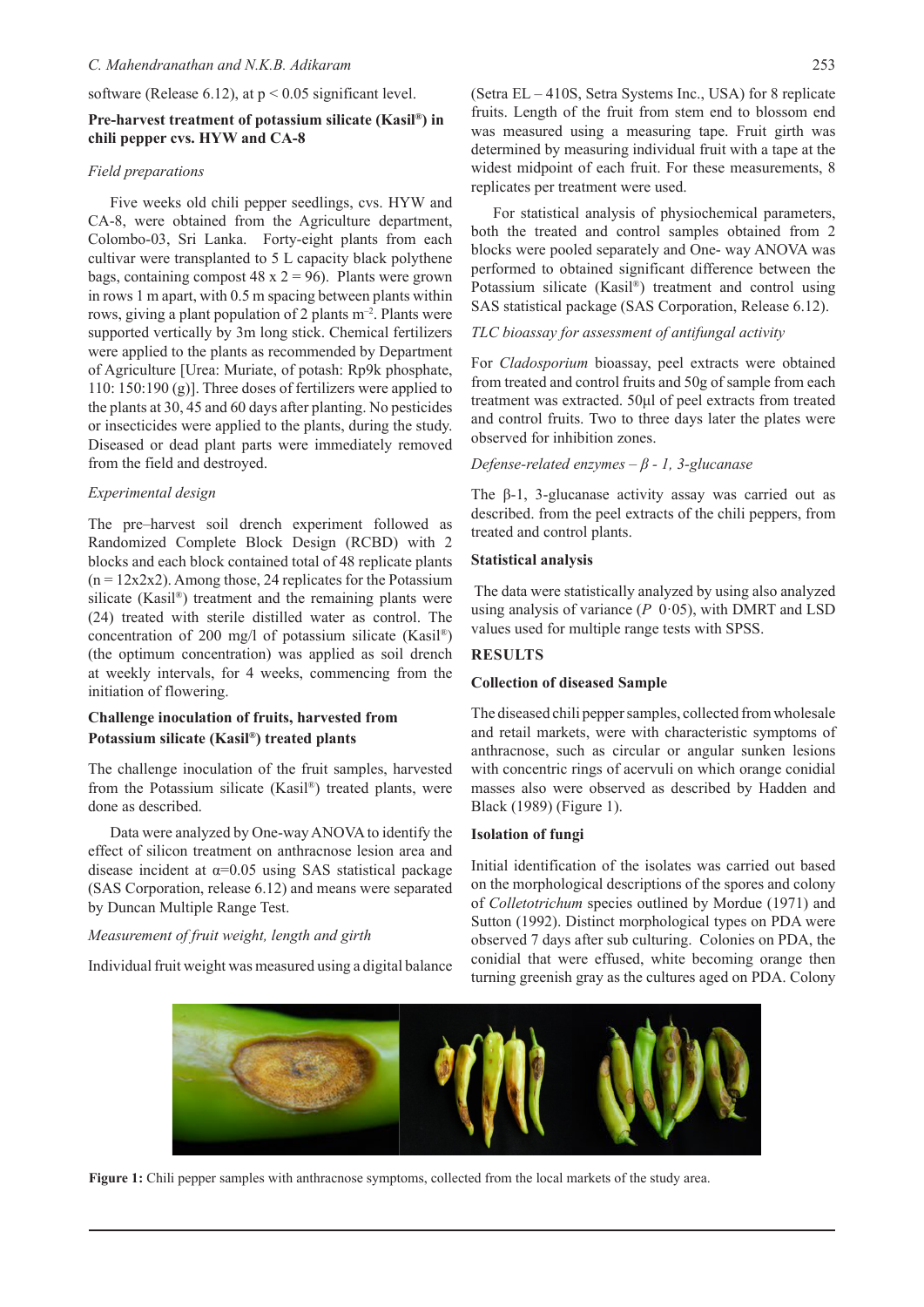software (Release 6.12), at $p < 0.05$ significant level.

**Pre-harvest treatment of potassium silicate (Kasil®) in chili pepper cvs. HYW and CA-8**

*Field preparations*

Five weeks old chili pepper seedlings, cvs. HYW and CA-8, were obtained from the Agriculture department, Colombo-03, Sri Lanka. Forty-eight plants from each cultivar were transplanted to 5 L capacity black polythene bags, containing compost 48 x 2 = 96). Plants were grown in rows 1 m apart, with 0.5 m spacing between plants within rows, giving a plant population of 2 plants $m^{-2}$. Plants were supported vertically by 3m long stick. Chemical fertilizers were applied to the plants as recommended by Department of Agriculture [Urea: Muriate, of potash: Rp9k phosphate, 110: 150:190 (g)]. Three doses of fertilizers were applied to the plants at 30, 45 and 60 days after planting. No pesticides or insecticides were applied to the plants, during the study. Diseased or dead plant parts were immediately removed from the field and destroyed.

*Experimental design*

The pre–harvest soil drench experiment followed as Randomized Complete Block Design (RCBD) with 2 blocks and each block contained total of 48 replicate plants (n = 12x2x2). Among those, 24 replicates for the Potassium silicate (Kasil®) treatment and the remaining plants were (24) treated with sterile distilled water as control. The concentration of 200 mg/l of potassium silicate (Kasil®) (the optimum concentration) was applied as soil drench at weekly intervals, for 4 weeks, commencing from the initiation of flowering.

**Challenge inoculation of fruits, harvested from Potassium silicate (Kasil®) treated plants**

The challenge inoculation of the fruit samples, harvested from the Potassium silicate (Kasil®) treated plants, were done as described.

Data were analyzed by One-way ANOVA to identify the effect of silicon treatment on anthracnose lesion area and disease incident at $\alpha$=0.05 using SAS statistical package (SAS Corporation, release 6.12) and means were separated by Duncan Multiple Range Test.

*Measurement of fruit weight, length and girth*

Individual fruit weight was measured using a digital balance (Setra EL – 410S, Setra Systems Inc., USA) for 8 replicate fruits. Length of the fruit from stem end to blossom end was measured using a measuring tape. Fruit girth was determined by measuring individual fruit with a tape at the widest midpoint of each fruit. For these measurements, 8 replicates per treatment were used.

For statistical analysis of physiochemical parameters, both the treated and control samples obtained from 2 blocks were pooled separately and One- way ANOVA was performed to obtained significant difference between the Potassium silicate (Kasil®) treatment and control using SAS statistical package (SAS Corporation, Release 6.12).

*TLC bioassay for assessment of antifungal activity*

For *Cladosporium* bioassay, peel extracts were obtained from treated and control fruits and 50g of sample from each treatment was extracted. 50μl of peel extracts from treated and control fruits. Two to three days later the plates were observed for inhibition zones.

*Defense-related enzymes – β - 1, 3-glucanase*

The β-1, 3-glucanase activity assay was carried out as described. from the peel extracts of the chili peppers, from treated and control plants.

**Statistical analysis**

The data were statistically analyzed by using also analyzed using analysis of variance (*P* 0·05), with DMRT and LSD values used for multiple range tests with SPSS.

## RESULTS

**Collection of diseased Sample**

The diseased chili pepper samples, collected from wholesale and retail markets, were with characteristic symptoms of anthracnose, such as circular or angular sunken lesions with concentric rings of acervuli on which orange conidial masses also were observed as described by Hadden and Black (1989) (Figure 1).

**Isolation of fungi**

Initial identification of the isolates was carried out based on the morphological descriptions of the spores and colony of *Colletotrichum* species outlined by Mordue (1971) and Sutton (1992). Distinct morphological types on PDA were observed 7 days after sub culturing. Colonies on PDA, the conidial that were effused, white becoming orange then turning greenish gray as the cultures aged on PDA. Colony

**Figure 1:** Chili pepper samples with anthracnose symptoms, collected from the local markets of the study area.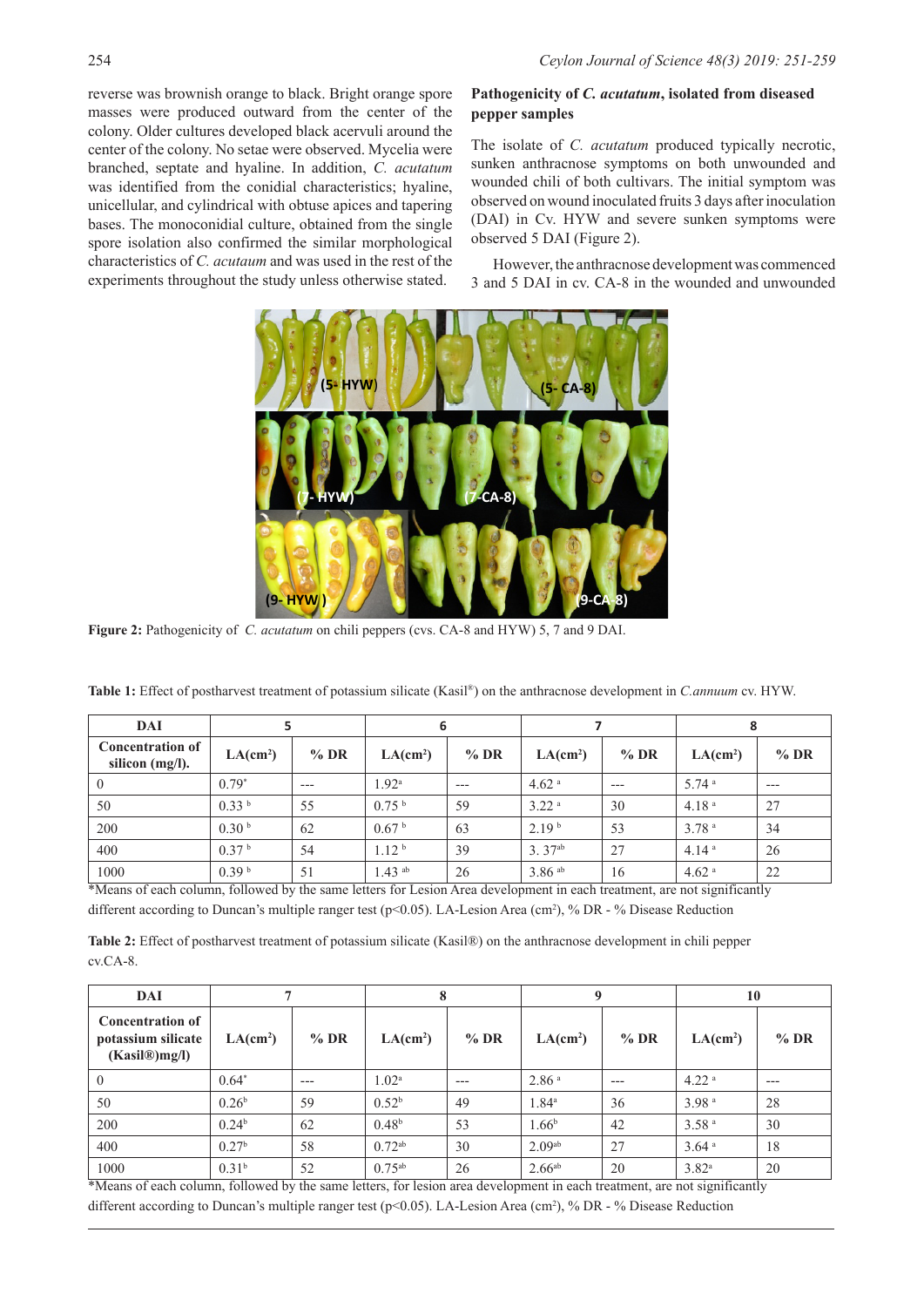reverse was brownish orange to black. Bright orange spore masses were produced outward from the center of the colony. Older cultures developed black acervuli around the center of the colony. No setae were observed. Mycelia were branched, septate and hyaline. In addition, *C. acutaum* was identified from the conidial characteristics; hyaline, unicellular, and cylindrical with obtuse apices and tapering bases. The monoconidial culture, obtained from the single spore isolation also confirmed the similar morphological characteristics of *C. acutaum* and was used in the rest of the experiments throughout the study unless otherwise stated.

**Pathogenicity of *C. acutaum*, isolated from diseased pepper samples**

The isolate of *C. acutaum* produced typically necrotic, sunken anthracnose symptoms on both unwounded and wounded chili of both cultivars. The initial symptom was observed on wound inoculated fruits 3 days after inoculation (DAI) in Cv. HYW and severe sunken symptoms were observed 5 DAI (Figure 2).

However, the anthracnose development was commenced 3 and 5 DAI in cv. CA-8 in the wounded and unwounded

**Figure 2:** Pathogenicity of *C. acutaum* on chili peppers (cvs. CA-8 and HYW) 5, 7 and 9 DAI.

**Table 1:** Effect of postharvest treatment of potassium silicate (Kasil®) on the anthracnose development in *C.annuum* cv. HYW.

| DAI | 5 | | 6 | | 7 | | 8 | |
|---|---|---|---|---|---|---|---|---|
| Concentration of silicon (mg/l). | LA(cm²) | % DR | LA(cm²) | % DR | LA(cm²) | % DR | LA(cm²) | % DR |
| 0 | 0.79* | --- | 1.92a | --- | 4.62 a | --- | 5.74 a | --- |
| 50 | 0.33 b | 55 | 0.75 b | 59 | 3.22 a | 30 | 4.18 a | 27 |
| 200 | 0.30 b | 62 | 0.67 b | 63 | 2.19 b | 53 | 3.78 a | 34 |
| 400 | 0.37 b | 54 | 1.12 b | 39 | 3. 37ab | 27 | 4.14 a | 26 |
| 1000 | 0.39 b | 51 | 1.43 ab | 26 | 3.86 ab | 16 | 4.62 a | 22 |

*Means of each column, followed by the same letters for Lesion Area development in each treatment, are not significantly different according to Duncan's multiple ranger test ($p<0.05$). LA-Lesion Area (cm²), % DR - % Disease Reduction

**Table 2:** Effect of postharvest treatment of potassium silicate (Kasil®) on the anthracnose development in chili pepper cv.CA-8.

| DAI | 7 | | 8 | | 9 | | 10 | |
|---|---|---|---|---|---|---|---|---|
| Concentration of potassium silicate (Kasil®)mg/l) | LA(cm²) | % DR | LA(cm²) | % DR | LA(cm²) | % DR | LA(cm²) | % DR |
| 0 | 0.64* | --- | 1.02a | --- | 2.86 a | --- | 4.22 a | --- |
| 50 | 0.26b | 59 | 0.52b | 49 | 1.84a | 36 | 3.98 a | 28 |
| 200 | 0.24b | 62 | 0.48b | 53 | 1.66b | 42 | 3.58 a | 30 |
| 400 | 0.27b | 58 | 0.72ab | 30 | 2.09ab | 27 | 3.64 a | 18 |
| 1000 | 0.31b | 52 | 0.75ab | 26 | 2.66ab | 20 | 3.82a | 20 |

*Means of each column, followed by the same letters, for lesion area development in each treatment, are not significantly different according to Duncan's multiple ranger test ($p<0.05$). LA-Lesion Area (cm²), % DR - % Disease Reduction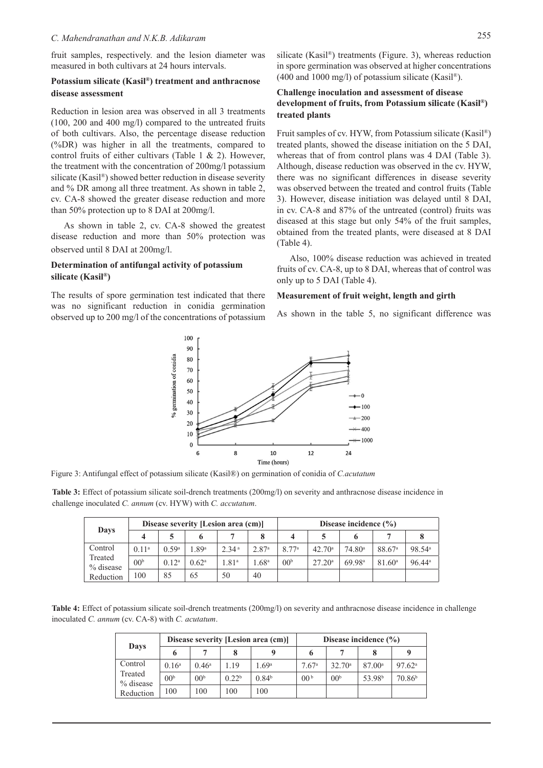fruit samples, respectively. and the lesion diameter was measured in both cultivars at 24 hours intervals.

### Potassium silicate (Kasil®) treatment and anthracnose disease assessment

Reduction in lesion area was observed in all 3 treatments (100, 200 and 400 mg/l) compared to the untreated fruits of both cultivars. Also, the percentage disease reduction (%DR) was higher in all the treatments, compared to control fruits of either cultivars (Table 1 & 2). However, the treatment with the concentration of 200mg/l potassium silicate (Kasil®) showed better reduction in disease severity and % DR among all three treatment. As shown in table 2, cv. CA-8 showed the greater disease reduction and more than 50% protection up to 8 DAI at 200mg/l.

As shown in table 2, cv. CA-8 showed the greatest disease reduction and more than 50% protection was observed until 8 DAI at 200mg/l.

### Determination of antifungal activity of potassium silicate (Kasil®)

The results of spore germination test indicated that there was no significant reduction in conidia germination observed up to 200 mg/l of the concentrations of potassium silicate (Kasil®) treatments (Figure. 3), whereas reduction in spore germination was observed at higher concentrations (400 and 1000 mg/l) of potassium silicate (Kasil®).

### Challenge inoculation and assessment of disease development of fruits, from Potassium silicate (Kasil®) treated plants

Fruit samples of cv. HYW, from Potassium silicate (Kasil®) treated plants, showed the disease initiation on the 5 DAI, whereas that of from control plans was 4 DAI (Table 3). Although, disease reduction was observed in the cv. HYW, there was no significant differences in disease severity was observed between the treated and control fruits (Table 3). However, disease initiation was delayed until 8 DAI, in cv. CA-8 and 87% of the untreated (control) fruits was diseased at this stage but only 54% of the fruit samples, obtained from the treated plants, were diseased at 8 DAI (Table 4).

Also, 100% disease reduction was achieved in treated fruits of cv. CA-8, up to 8 DAI, whereas that of control was only up to 5 DAI (Table 4).

### Measurement of fruit weight, length and girth

As shown in the table 5, no significant difference was

Figure 3: Antifungal effect of potassium silicate (Kasil®) on germination of conidia of *C.acutatum*

**Table 3:** Effect of potassium silicate soil-drench treatments (200mg/l) on severity and anthracnose disease incidence in challenge inoculated *C. annum* (cv. HYW) with *C. accutatum*.

| Days | Disease severity [Lesion area (cm)] | | | | | Disease incidence (%) | | | | |
|---|---|---|---|---|---|---|---|---|---|---|
| | 4 | 5 | 6 | 7 | 8 | 4 | 5 | 6 | 7 | 8 |
| Control | 0.11[a] | 0.59[a] | 1.89[a] | 2.34[a] | 2.87[a] | 8.77[a] | 42.70[a] | 74.80[a] | 88.67[a] | 98.54[a] |
| Treated | 00[b] | 0.12[a] | 0.62[a] | 1.81[a] | 1.68[a] | 00[b] | 27.20[a] | 69.98[a] | 81.60[a] | 96.44[a] |
| % disease Reduction | 100 | 85 | 65 | 50 | 40 | | | | | |

**Table 4:** Effect of potassium silicate soil-drench treatments (200mg/l) on severity and anthracnose disease incidence in challenge inoculated *C. annum* (cv. CA-8) with *C. acutatum*.

| Days | Disease severity [Lesion area (cm)] | | | | Disease incidence (%) | | | |
|---|---|---|---|---|---|---|---|---|
| | 6 | 7 | 8 | 9 | 6 | 7 | 8 | 9 |
| Control | 0.16[a] | 0.46[a] | 1.19 | 1.69[a] | 7.67[a] | 32.70[a] | 87.00[a] | 97.62[a] |
| Treated | 00[b] | 00[b] | 0.22[b] | 0.84[b] | 00[b] | 00[b] | 53.98[b] | 70.86[b] |
| % disease Reduction | 100 | 100 | 100 | 100 | | | | |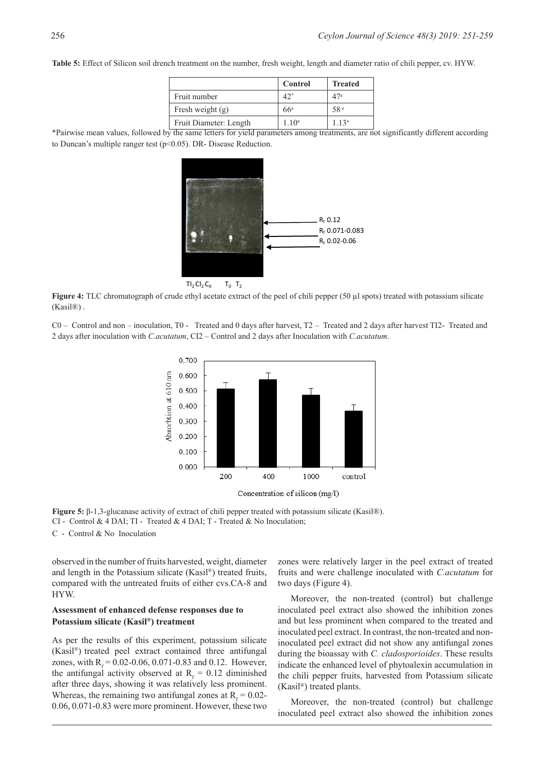**Table 5:** Effect of Silicon soil drench treatment on the number, fresh weight, length and diameter ratio of chili pepper, cv. HYW.

| | Control | Treated |
|---|---|---|
| Fruit number | 42* | 47[a] |
| Fresh weight (g) | 66[a] | 58[a] |
| Fruit Diameter: Length | 1.10[a] | 1.13[a] |

*Pairwise mean values, followed by the same letters for yield parameters among treatments, are not significantly different according to Duncan's multiple ranger test ($p<0.05$). DR- Disease Reduction.

**Figure 4:** TLC chromatograph of crude ethyl acetate extract of the peel of chili pepper (50 µl spots) treated with potassium silicate (Kasil®) .

C0 – Control and non – inoculation, T0 - Treated and 0 days after harvest, T2 – Treated and 2 days after harvest TI2- Treated and 2 days after inoculation with *C.acutatum*, CI2 – Control and 2 days after Inoculation with *C.acutatum*.

**Figure 5:** β-1,3-glucanase activity of extract of chili pepper treated with potassium silicate (Kasil®).
CI - Control & 4 DAI; TI - Treated & 4 DAI; T - Treated & No Inoculation;
C - Control & No Inoculation

observed in the number of fruits harvested, weight, diameter and length in the Potassium silicate (Kasil®) treated fruits, compared with the untreated fruits of either cvs.CA-8 and HYW.

### Assessment of enhanced defense responses due to Potassium silicate (Kasil®) treatment

As per the results of this experiment, potassium silicate (Kasil®) treated peel extract contained three antifungal zones, with $R_f$ = 0.02-0.06, 0.071-0.83 and 0.12. However, the antifungal activity observed at $R_f$ = 0.12 diminished after three days, showing it was relatively less prominent. Whereas, the remaining two antifungal zones at $R_f$ = 0.02-0.06, 0.071-0.83 were more prominent. However, these two zones were relatively larger in the peel extract of treated fruits and were challenge inoculated with *C.acutatum* for two days (Figure 4).

Moreover, the non-treated (control) but challenge inoculated peel extract also showed the inhibition zones and but less prominent when compared to the treated and inoculated peel extract. In contrast, the non-treated and non-inoculated peel extract did not show any antifungal zones during the bioassay with *C. cladosporioides*. These results indicate the enhanced level of phytoalexin accumulation in the chili pepper fruits, harvested from Potassium silicate (Kasil®) treated plants.

Moreover, the non-treated (control) but challenge inoculated peel extract also showed the inhibition zones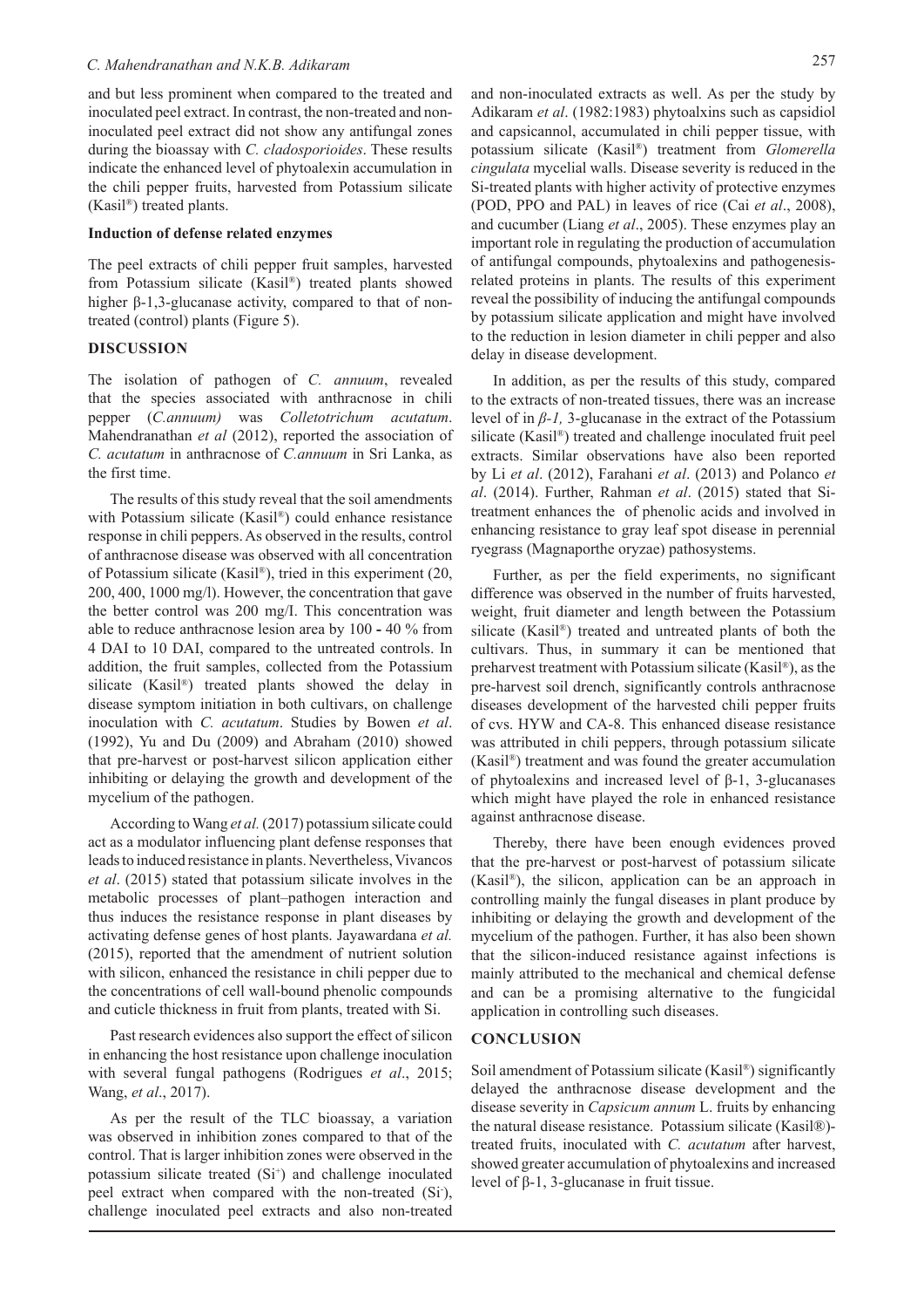and but less prominent when compared to the treated and inoculated peel extract. In contrast, the non-treated and non-inoculated peel extract did not show any antifungal zones during the bioassay with *C. cladosporioides*. These results indicate the enhanced level of phytoalexin accumulation in the chili pepper fruits, harvested from Potassium silicate (Kasil®) treated plants.

**Induction of defense related enzymes**

The peel extracts of chili pepper fruit samples, harvested from Potassium silicate (Kasil®) treated plants showed higher β-1,3-glucanase activity, compared to that of non-treated (control) plants (Figure 5).

## DISCUSSION

The isolation of pathogen of *C. annuum*, revealed that the species associated with anthracnose in chili pepper (*C.annuum)* was *Colletotrichum acutatum*. Mahendranathan *et al* (2012), reported the association of *C. acutatum* in anthracnose of *C.annuum* in Sri Lanka, as the first time.

The results of this study reveal that the soil amendments with Potassium silicate (Kasil®) could enhance resistance response in chili peppers. As observed in the results, control of anthracnose disease was observed with all concentration of Potassium silicate (Kasil®), tried in this experiment (20, 200, 400, 1000 mg/l). However, the concentration that gave the better control was 200 mg/I. This concentration was able to reduce anthracnose lesion area by 100 - 40 % from 4 DAI to 10 DAI, compared to the untreated controls. In addition, the fruit samples, collected from the Potassium silicate (Kasil®) treated plants showed the delay in disease symptom initiation in both cultivars, on challenge inoculation with *C. acutatum*. Studies by Bowen *et al*. (1992), Yu and Du (2009) and Abraham (2010) showed that pre-harvest or post-harvest silicon application either inhibiting or delaying the growth and development of the mycelium of the pathogen.

According to Wang *et al.* (2017) potassium silicate could act as a modulator influencing plant defense responses that leads to induced resistance in plants. Nevertheless, Vivancos *et al*. (2015) stated that potassium silicate involves in the metabolic processes of plant–pathogen interaction and thus induces the resistance response in plant diseases by activating defense genes of host plants. Jayawardana *et al.* (2015), reported that the amendment of nutrient solution with silicon, enhanced the resistance in chili pepper due to the concentrations of cell wall-bound phenolic compounds and cuticle thickness in fruit from plants, treated with Si.

Past research evidences also support the effect of silicon in enhancing the host resistance upon challenge inoculation with several fungal pathogens (Rodrigues *et al*., 2015; Wang, *et al*., 2017).

As per the result of the TLC bioassay, a variation was observed in inhibition zones compared to that of the control. That is larger inhibition zones were observed in the potassium silicate treated ($Si^+$) and challenge inoculated peel extract when compared with the non-treated ($Si^-$), challenge inoculated peel extracts and also non-treated and non-inoculated extracts as well. As per the study by Adikaram *et al*. (1982:1983) phytoalxins such as capsidiol and capsicannol, accumulated in chili pepper tissue, with potassium silicate (Kasil®) treatment from *Glomerella cingulata* mycelial walls. Disease severity is reduced in the Si-treated plants with higher activity of protective enzymes (POD, PPO and PAL) in leaves of rice (Cai *et al*., 2008), and cucumber (Liang *et al*., 2005). These enzymes play an important role in regulating the production of accumulation of antifungal compounds, phytoalexins and pathogenesis-related proteins in plants. The results of this experiment reveal the possibility of inducing the antifungal compounds by potassium silicate application and might have involved to the reduction in lesion diameter in chili pepper and also delay in disease development.

In addition, as per the results of this study, compared to the extracts of non-treated tissues, there was an increase level of in *β-1,* 3-glucanase in the extract of the Potassium silicate (Kasil®) treated and challenge inoculated fruit peel extracts. Similar observations have also been reported by Li *et al*. (2012), Farahani *et al*. (2013) and Polanco *et al*. (2014). Further, Rahman *et al*. (2015) stated that Si-treatment enhances the of phenolic acids and involved in enhancing resistance to gray leaf spot disease in perennial ryegrass (Magnaporthe oryzae) pathosystems.

Further, as per the field experiments, no significant difference was observed in the number of fruits harvested, weight, fruit diameter and length between the Potassium silicate (Kasil®) treated and untreated plants of both the cultivars. Thus, in summary it can be mentioned that preharvest treatment with Potassium silicate (Kasil®), as the pre-harvest soil drench, significantly controls anthracnose diseases development of the harvested chili pepper fruits of cvs. HYW and CA-8. This enhanced disease resistance was attributed in chili peppers, through potassium silicate (Kasil®) treatment and was found the greater accumulation of phytoalexins and increased level of β-1, 3-glucanases which might have played the role in enhanced resistance against anthracnose disease.

Thereby, there have been enough evidences proved that the pre-harvest or post-harvest of potassium silicate (Kasil®), the silicon, application can be an approach in controlling mainly the fungal diseases in plant produce by inhibiting or delaying the growth and development of the mycelium of the pathogen. Further, it has also been shown that the silicon-induced resistance against infections is mainly attributed to the mechanical and chemical defense and can be a promising alternative to the fungicidal application in controlling such diseases.

## CONCLUSION

Soil amendment of Potassium silicate (Kasil®) significantly delayed the anthracnose disease development and the disease severity in *Capsicum annum* L. fruits by enhancing the natural disease resistance. Potassium silicate (Kasil®)-treated fruits, inoculated with *C. acutatum* after harvest, showed greater accumulation of phytoalexins and increased level of β-1, 3-glucanase in fruit tissue.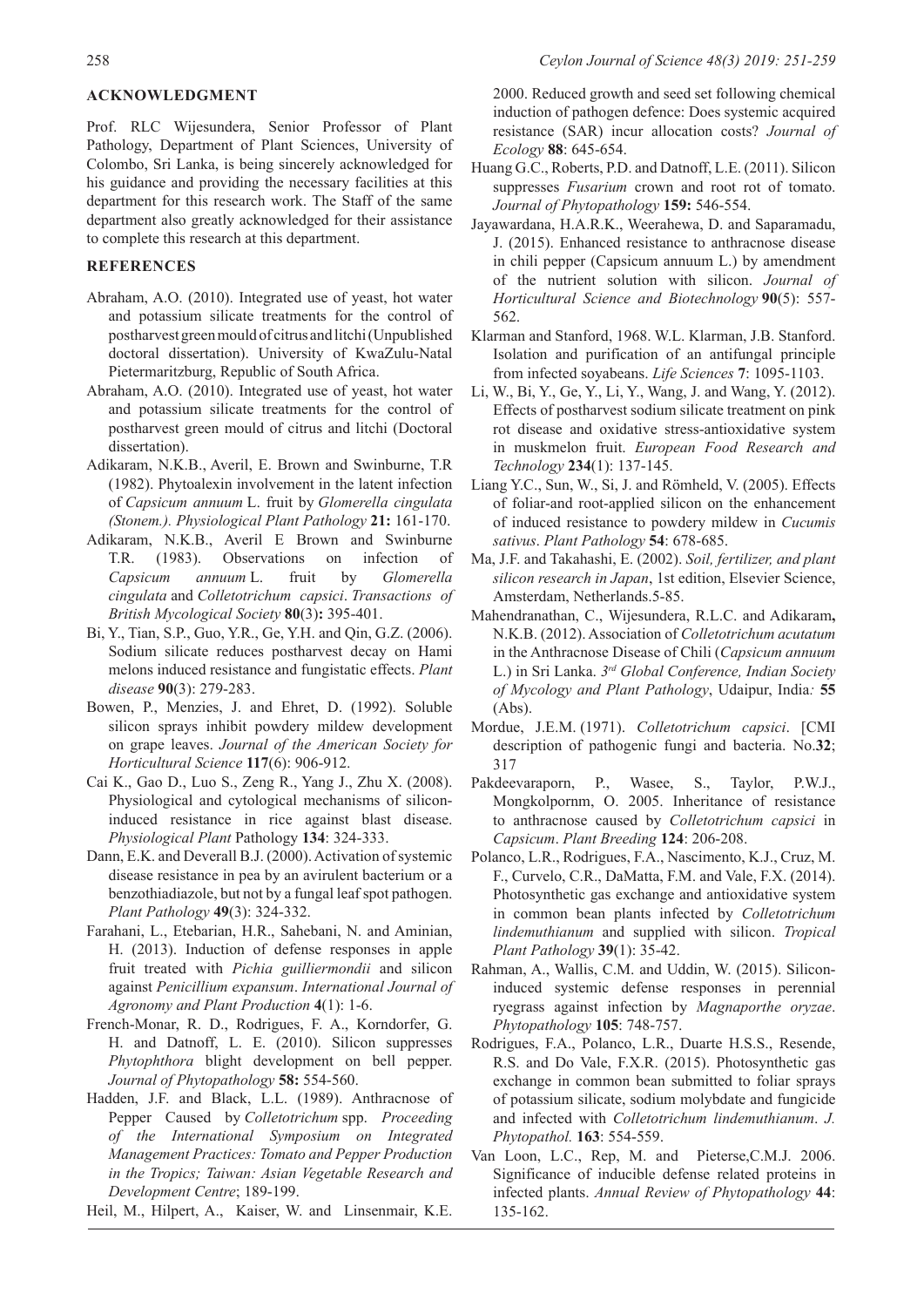## ACKNOWLEDGMENT

Prof. RLC Wijesundera, Senior Professor of Plant Pathology, Department of Plant Sciences, University of Colombo, Sri Lanka, is being sincerely acknowledged for his guidance and providing the necessary facilities at this department for this research work. The Staff of the same department also greatly acknowledged for their assistance to complete this research at this department.

## REFERENCES

- Abraham, A.O. (2010). Integrated use of yeast, hot water and potassium silicate treatments for the control of postharvest green mould of citrus and litchi (Unpublished doctoral dissertation). University of KwaZulu-Natal Pietermaritzburg, Republic of South Africa.
- Abraham, A.O. (2010). Integrated use of yeast, hot water and potassium silicate treatments for the control of postharvest green mould of citrus and litchi (Doctoral dissertation).
- Adikaram, N.K.B., Averil, E. Brown and Swinburne, T.R (1982). Phytoalexin involvement in the latent infection of *Capsicum annuum* L. fruit by *Glomerella cingulata (Stonem.)*. *Physiological Plant Pathology* **21:** 161-170.
- Adikaram, N.K.B., Averil E Brown and Swinburne T.R. (1983). Observations on infection of *Capsicum annuum* L. fruit by *Glomerella cingulata* and *Colletotrichum capsici*. *Transactions of British Mycological Society* **80**(3)**:** 395-401.
- Bi, Y., Tian, S.P., Guo, Y.R., Ge, Y.H. and Qin, G.Z. (2006). Sodium silicate reduces postharvest decay on Hami melons induced resistance and fungistatic effects. *Plant disease* **90**(3): 279-283.
- Bowen, P., Menzies, J. and Ehret, D. (1992). Soluble silicon sprays inhibit powdery mildew development on grape leaves. *Journal of the American Society for Horticultural Science* **117**(6): 906-912.
- Cai K., Gao D., Luo S., Zeng R., Yang J., Zhu X. (2008). Physiological and cytological mechanisms of silicon-induced resistance in rice against blast disease. *Physiological Plant* Pathology **134**: 324-333.
- Dann, E.K. and Deverall B.J. (2000). Activation of systemic disease resistance in pea by an avirulent bacterium or a benzothiadiazole, but not by a fungal leaf spot pathogen. *Plant Pathology* **49**(3): 324-332.
- Farahani, L., Etebarian, H.R., Sahebani, N. and Aminian, H. (2013). Induction of defense responses in apple fruit treated with *Pichia guilliermondii* and silicon against *Penicillium expansum*. *International Journal of Agronomy and Plant Production* **4**(1): 1-6.
- French-Monar, R. D., Rodrigues, F. A., Korndorfer, G. H. and Datnoff, L. E. (2010). Silicon suppresses *Phytophthora* blight development on bell pepper. *Journal of Phytopathology* **58:** 554-560.
- Hadden, J.F. and Black, L.L. (1989). Anthracnose of Pepper Caused by *Colletotrichum* spp. *Proceeding of the International Symposium on Integrated Management Practices: Tomato and Pepper Production in the Tropics; Taiwan: Asian Vegetable Research and Development Centre*; 189-199.
- Heil, M., Hilpert, A., Kaiser, W. and Linsenmair, K.E. 2000. Reduced growth and seed set following chemical induction of pathogen defence: Does systemic acquired resistance (SAR) incur allocation costs? *Journal of Ecology* **88**: 645-654.
- Huang G.C., Roberts, P.D. and Datnoff, L.E. (2011). Silicon suppresses *Fusarium* crown and root rot of tomato. *Journal of Phytopathology* **159:** 546-554.
- Jayawardana, H.A.R.K., Weerahewa, D. and Saparamadu, J. (2015). Enhanced resistance to anthracnose disease in chili pepper (Capsicum annuum L.) by amendment of the nutrient solution with silicon. *Journal of Horticultural Science and Biotechnology* **90**(5): 557-562.
- Klarman and Stanford, 1968. W.L. Klarman, J.B. Stanford. Isolation and purification of an antifungal principle from infected soyabeans. *Life Sciences* **7**: 1095-1103.
- Li, W., Bi, Y., Ge, Y., Li, Y., Wang, J. and Wang, Y. (2012). Effects of postharvest sodium silicate treatment on pink rot disease and oxidative stress-antioxidative system in muskmelon fruit. *European Food Research and Technology* **234**(1): 137-145.
- Liang Y.C., Sun, W., Si, J. and Römheld, V. (2005). Effects of foliar-and root-applied silicon on the enhancement of induced resistance to powdery mildew in *Cucumis sativus*. *Plant Pathology* **54**: 678-685.
- Ma, J.F. and Takahashi, E. (2002). *Soil, fertilizer, and plant silicon research in Japan*, 1st edition, Elsevier Science, Amsterdam, Netherlands.5-85.
- Mahendranathan, C., Wijesundera, R.L.C. and Adikaram**,** N.K.B. (2012). Association of *Colletotrichum acutatum* in the Anthracnose Disease of Chili (*Capsicum annuum* L.) in Sri Lanka. *3rd Global Conference, Indian Society of Mycology and Plant Pathology*, Udaipur, India*:* **55** (Abs).
- Mordue, J.E.M. (1971). *Colletotrichum capsici*. [CMI description of pathogenic fungi and bacteria. No.**32**; 317
- Pakdeevaraporn, P., Wasee, S., Taylor, P.W.J., Mongkolpornm, O. 2005. Inheritance of resistance to anthracnose caused by *Colletotrichum capsici* in *Capsicum*. *Plant Breeding* **124**: 206-208.
- Polanco, L.R., Rodrigues, F.A., Nascimento, K.J., Cruz, M. F., Curvelo, C.R., DaMatta, F.M. and Vale, F.X. (2014). Photosynthetic gas exchange and antioxidative system in common bean plants infected by *Colletotrichum lindemuthianum* and supplied with silicon. *Tropical Plant Pathology* **39**(1): 35-42.
- Rahman, A., Wallis, C.M. and Uddin, W. (2015). Silicon-induced systemic defense responses in perennial ryegrass against infection by *Magnaporthe oryzae*. *Phytopathology* **105**: 748-757.
- Rodrigues, F.A., Polanco, L.R., Duarte H.S.S., Resende, R.S. and Do Vale, F.X.R. (2015). Photosynthetic gas exchange in common bean submitted to foliar sprays of potassium silicate, sodium molybdate and fungicide and infected with *Colletotrichum lindemuthianum*. *J. Phytopathol.* **163**: 554-559.
- Van Loon, L.C., Rep, M. and Pieterse,C.M.J. 2006. Significance of inducible defense related proteins in infected plants. *Annual Review of Phytopathology* **44**: 135-162.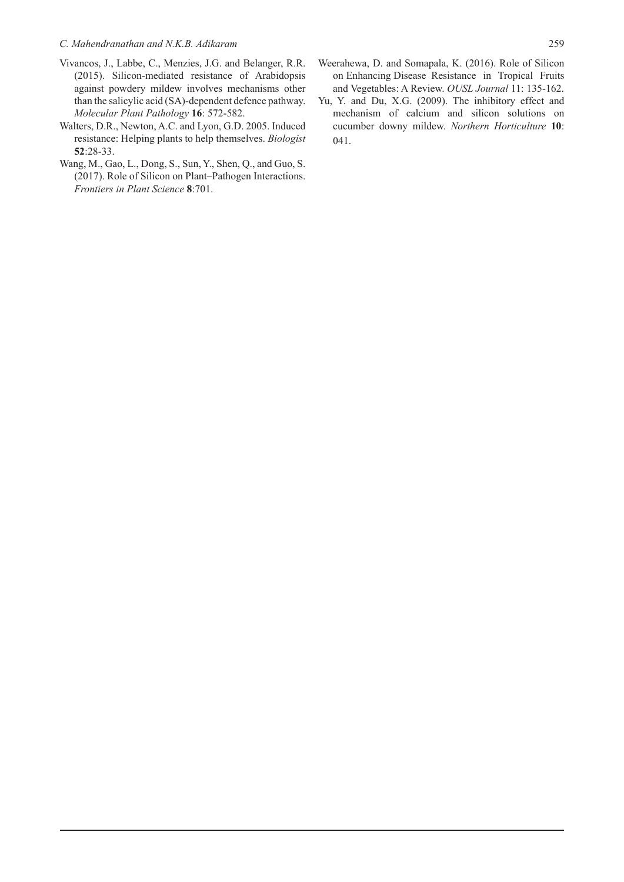Vivancos, J., Labbe, C., Menzies, J.G. and Belanger, R.R. (2015). Silicon-mediated resistance of Arabidopsis against powdery mildew involves mechanisms other than the salicylic acid (SA)-dependent defence pathway. *Molecular Plant Pathology* **16**: 572-582.

Walters, D.R., Newton, A.C. and Lyon, G.D. 2005. Induced resistance: Helping plants to help themselves. *Biologist* **52**:28-33.

Wang, M., Gao, L., Dong, S., Sun, Y., Shen, Q., and Guo, S. (2017). Role of Silicon on Plant–Pathogen Interactions. *Frontiers in Plant Science* **8**:701.

Weerahewa, D. and Somapala, K. (2016). Role of Silicon on Enhancing Disease Resistance in Tropical Fruits and Vegetables: A Review. *OUSL Journal* 11: 135-162.

Yu, Y. and Du, X.G. (2009). The inhibitory effect and mechanism of calcium and silicon solutions on cucumber downy mildew. *Northern Horticulture* **10**: 041.